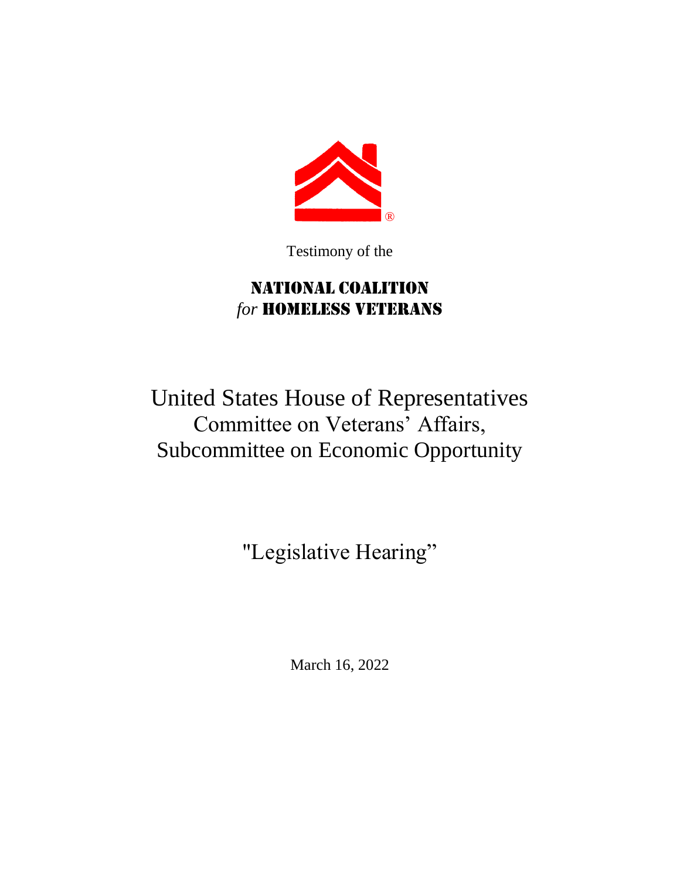Testimony of the

# NATIONAL COALITION *for* HOMELESS VETERANS

## United States House of Representatives
## Committee on Veterans' Affairs,
## Subcommittee on Economic Opportunity

"Legislative Hearing"

March 16, 2022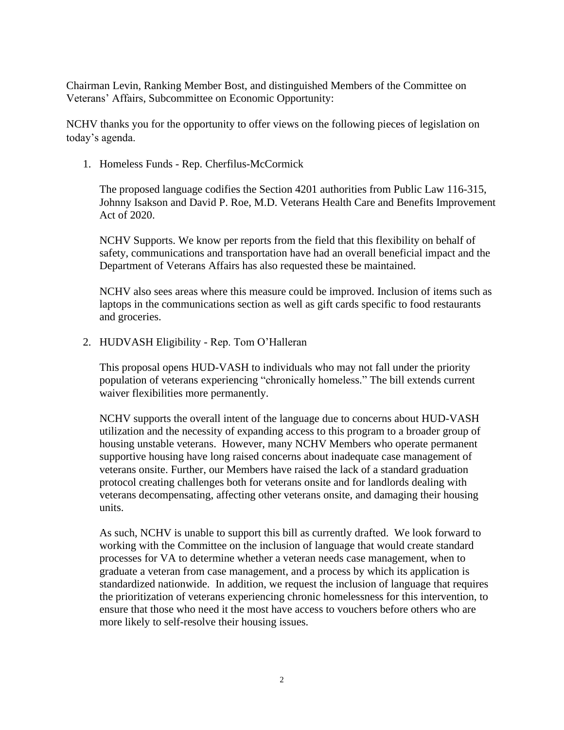Chairman Levin, Ranking Member Bost, and distinguished Members of the Committee on Veterans' Affairs, Subcommittee on Economic Opportunity:

NCHV thanks you for the opportunity to offer views on the following pieces of legislation on today's agenda.

1. Homeless Funds - Rep. Cherfilus-McCormick

   The proposed language codifies the Section 4201 authorities from Public Law 116-315, Johnny Isakson and David P. Roe, M.D. Veterans Health Care and Benefits Improvement Act of 2020.

   NCHV Supports. We know per reports from the field that this flexibility on behalf of safety, communications and transportation have had an overall beneficial impact and the Department of Veterans Affairs has also requested these be maintained.

   NCHV also sees areas where this measure could be improved. Inclusion of items such as laptops in the communications section as well as gift cards specific to food restaurants and groceries.

2. HUDVASH Eligibility - Rep. Tom O'Halleran

   This proposal opens HUD-VASH to individuals who may not fall under the priority population of veterans experiencing "chronically homeless." The bill extends current waiver flexibilities more permanently.

   NCHV supports the overall intent of the language due to concerns about HUD-VASH utilization and the necessity of expanding access to this program to a broader group of housing unstable veterans. However, many NCHV Members who operate permanent supportive housing have long raised concerns about inadequate case management of veterans onsite. Further, our Members have raised the lack of a standard graduation protocol creating challenges both for veterans onsite and for landlords dealing with veterans decompensating, affecting other veterans onsite, and damaging their housing units.

   As such, NCHV is unable to support this bill as currently drafted. We look forward to working with the Committee on the inclusion of language that would create standard processes for VA to determine whether a veteran needs case management, when to graduate a veteran from case management, and a process by which its application is standardized nationwide. In addition, we request the inclusion of language that requires the prioritization of veterans experiencing chronic homelessness for this intervention, to ensure that those who need it the most have access to vouchers before others who are more likely to self-resolve their housing issues.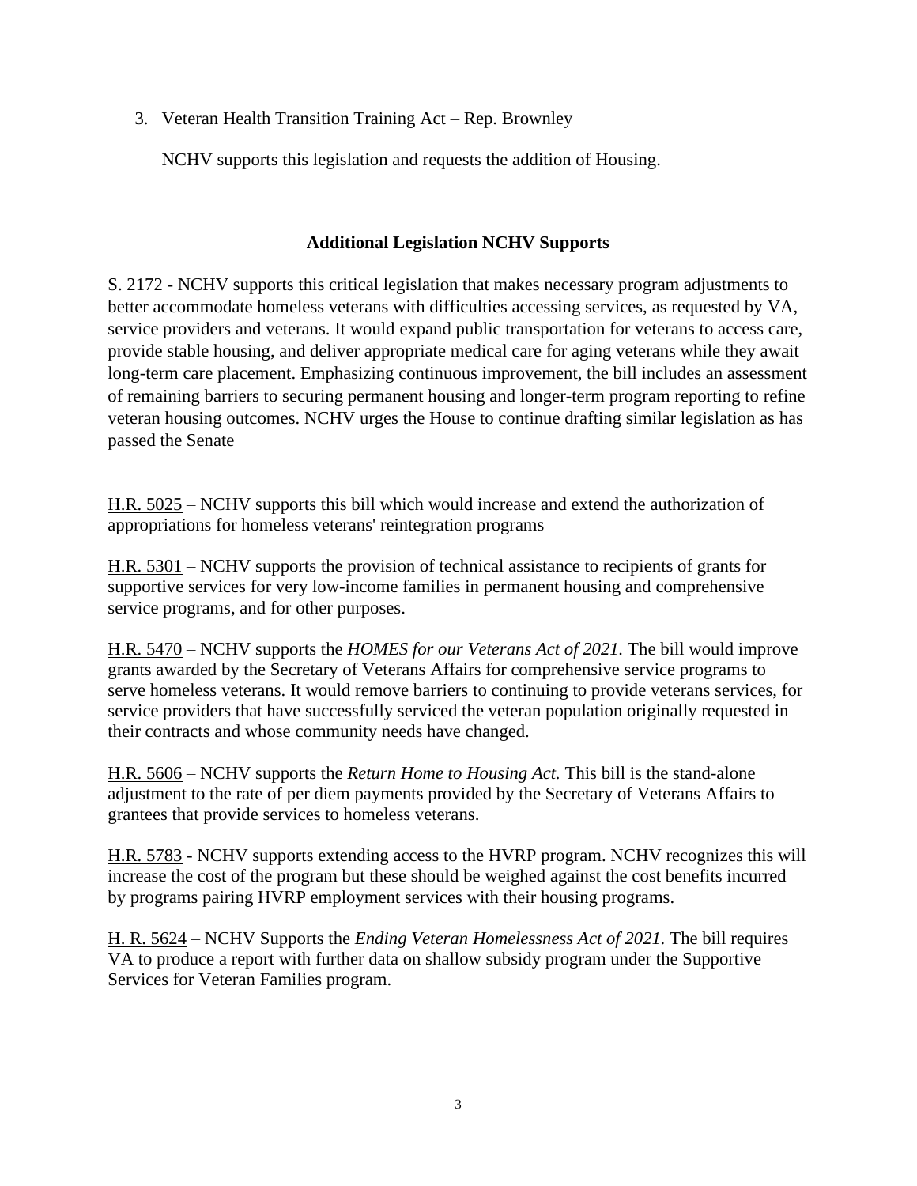3. Veteran Health Transition Training Act – Rep. Brownley

   NCHV supports this legislation and requests the addition of Housing.

## Additional Legislation NCHV Supports

S. 2172 - NCHV supports this critical legislation that makes necessary program adjustments to better accommodate homeless veterans with difficulties accessing services, as requested by VA, service providers and veterans. It would expand public transportation for veterans to access care, provide stable housing, and deliver appropriate medical care for aging veterans while they await long-term care placement. Emphasizing continuous improvement, the bill includes an assessment of remaining barriers to securing permanent housing and longer-term program reporting to refine veteran housing outcomes. NCHV urges the House to continue drafting similar legislation as has passed the Senate

H.R. 5025 – NCHV supports this bill which would increase and extend the authorization of appropriations for homeless veterans' reintegration programs

H.R. 5301 – NCHV supports the provision of technical assistance to recipients of grants for supportive services for very low-income families in permanent housing and comprehensive service programs, and for other purposes.

H.R. 5470 – NCHV supports the *HOMES for our Veterans Act of 2021.* The bill would improve grants awarded by the Secretary of Veterans Affairs for comprehensive service programs to serve homeless veterans. It would remove barriers to continuing to provide veterans services, for service providers that have successfully serviced the veteran population originally requested in their contracts and whose community needs have changed.

H.R. 5606 – NCHV supports the *Return Home to Housing Act.* This bill is the stand-alone adjustment to the rate of per diem payments provided by the Secretary of Veterans Affairs to grantees that provide services to homeless veterans.

H.R. 5783 - NCHV supports extending access to the HVRP program. NCHV recognizes this will increase the cost of the program but these should be weighed against the cost benefits incurred by programs pairing HVRP employment services with their housing programs.

H. R. 5624 – NCHV Supports the *Ending Veteran Homelessness Act of 2021.* The bill requires VA to produce a report with further data on shallow subsidy program under the Supportive Services for Veteran Families program.